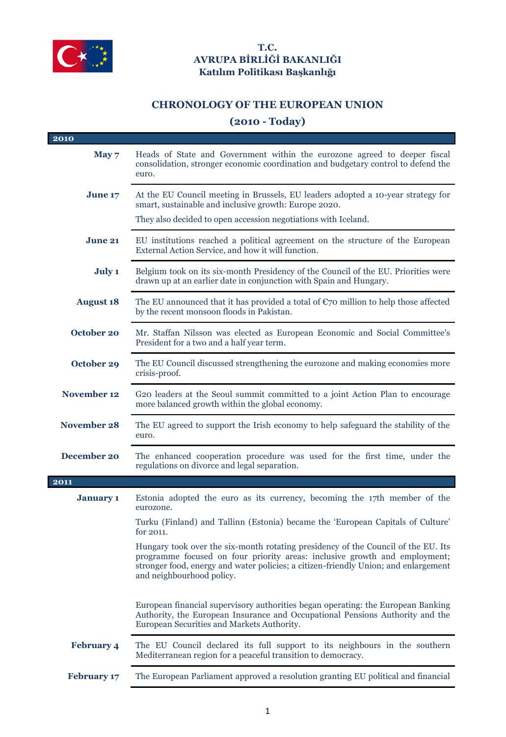**T.C.**
**AVRUPA BİRLİĞİ BAKANLIĞI**
**Katılım Politikası Başkanlığı**

# CHRONOLOGY OF THE EUROPEAN UNION

## (2010 - Today)

| **2010** | |
|---|---|
| **May 7** | Heads of State and Government within the eurozone agreed to deeper fiscal consolidation, stronger economic coordination and budgetary control to defend the euro. |
| **June 17** | At the EU Council meeting in Brussels, EU leaders adopted a 10-year strategy for smart, sustainable and inclusive growth: Europe 2020. They also decided to open accession negotiations with Iceland. |
| **June 21** | EU institutions reached a political agreement on the structure of the European External Action Service, and how it will function. |
| **July 1** | Belgium took on its six-month Presidency of the Council of the EU. Priorities were drawn up at an earlier date in conjunction with Spain and Hungary. |
| **August 18** | The EU announced that it has provided a total of €70 million to help those affected by the recent monsoon floods in Pakistan. |
| **October 20** | Mr. Staffan Nilsson was elected as European Economic and Social Committee's President for a two and a half year term. |
| **October 29** | The EU Council discussed strengthening the eurozone and making economies more crisis-proof. |
| **November 12** | G20 leaders at the Seoul summit committed to a joint Action Plan to encourage more balanced growth within the global economy. |
| **November 28** | The EU agreed to support the Irish economy to help safeguard the stability of the euro. |
| **December 20** | The enhanced cooperation procedure was used for the first time, under the regulations on divorce and legal separation. |
| **2011** | |
| **January 1** | Estonia adopted the euro as its currency, becoming the 17th member of the eurozone. Turku (Finland) and Tallinn (Estonia) became the 'European Capitals of Culture' for 2011. Hungary took over the six-month rotating presidency of the Council of the EU. Its programme focused on four priority areas: inclusive growth and employment; stronger food, energy and water policies; a citizen-friendly Union; and enlargement and neighbourhood policy. European financial supervisory authorities began operating: the European Banking Authority, the European Insurance and Occupational Pensions Authority and the European Securities and Markets Authority. |
| **February 4** | The EU Council declared its full support to its neighbours in the southern Mediterranean region for a peaceful transition to democracy. |
| **February 17** | The European Parliament approved a resolution granting EU political and financial |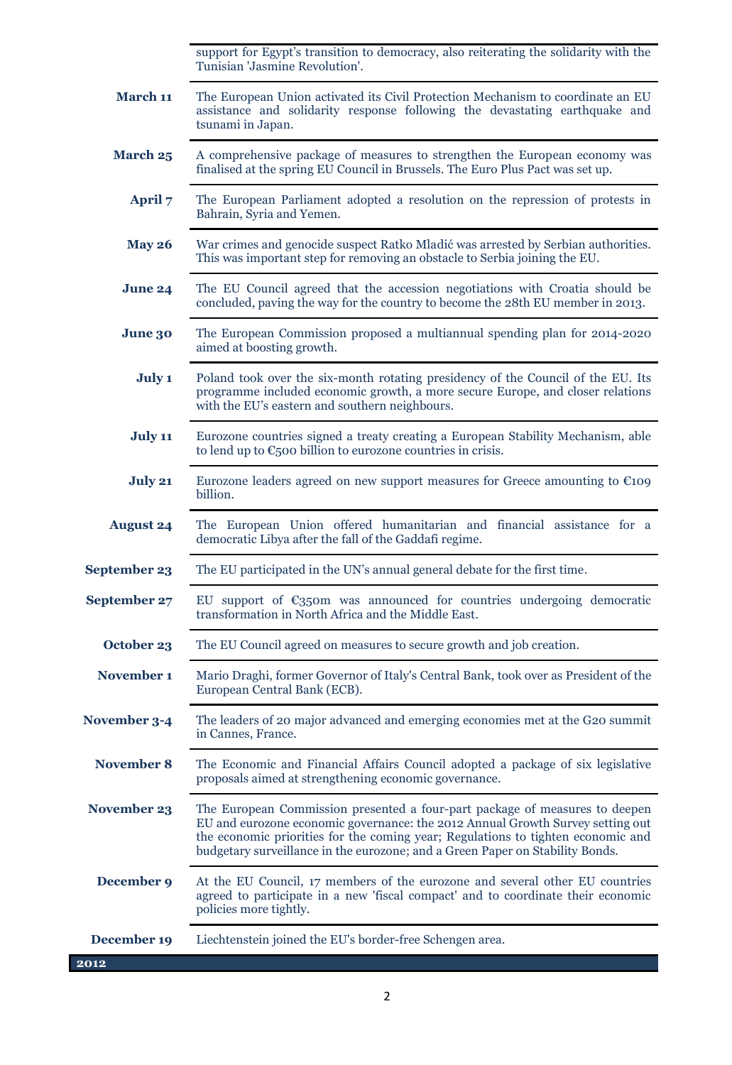| | |
|---|---|
| | support for Egypt's transition to democracy, also reiterating the solidarity with the Tunisian 'Jasmine Revolution'. |
| **March 11** | The European Union activated its Civil Protection Mechanism to coordinate an EU assistance and solidarity response following the devastating earthquake and tsunami in Japan. |
| **March 25** | A comprehensive package of measures to strengthen the European economy was finalised at the spring EU Council in Brussels. The Euro Plus Pact was set up. |
| **April 7** | The European Parliament adopted a resolution on the repression of protests in Bahrain, Syria and Yemen. |
| **May 26** | War crimes and genocide suspect Ratko Mladić was arrested by Serbian authorities. This was important step for removing an obstacle to Serbia joining the EU. |
| **June 24** | The EU Council agreed that the accession negotiations with Croatia should be concluded, paving the way for the country to become the 28th EU member in 2013. |
| **June 30** | The European Commission proposed a multiannual spending plan for 2014-2020 aimed at boosting growth. |
| **July 1** | Poland took over the six-month rotating presidency of the Council of the EU. Its programme included economic growth, a more secure Europe, and closer relations with the EU's eastern and southern neighbours. |
| **July 11** | Eurozone countries signed a treaty creating a European Stability Mechanism, able to lend up to €500 billion to eurozone countries in crisis. |
| **July 21** | Eurozone leaders agreed on new support measures for Greece amounting to €109 billion. |
| **August 24** | The European Union offered humanitarian and financial assistance for a democratic Libya after the fall of the Gaddafi regime. |
| **September 23** | The EU participated in the UN's annual general debate for the first time. |
| **September 27** | EU support of €350m was announced for countries undergoing democratic transformation in North Africa and the Middle East. |
| **October 23** | The EU Council agreed on measures to secure growth and job creation. |
| **November 1** | Mario Draghi, former Governor of Italy's Central Bank, took over as President of the European Central Bank (ECB). |
| **November 3-4** | The leaders of 20 major advanced and emerging economies met at the G20 summit in Cannes, France. |
| **November 8** | The Economic and Financial Affairs Council adopted a package of six legislative proposals aimed at strengthening economic governance. |
| **November 23** | The European Commission presented a four-part package of measures to deepen EU and eurozone economic governance: the 2012 Annual Growth Survey setting out the economic priorities for the coming year; Regulations to tighten economic and budgetary surveillance in the eurozone; and a Green Paper on Stability Bonds. |
| **December 9** | At the EU Council, 17 members of the eurozone and several other EU countries agreed to participate in a new 'fiscal compact' and to coordinate their economic policies more tightly. |
| **December 19** | Liechtenstein joined the EU's border-free Schengen area. |

## 2012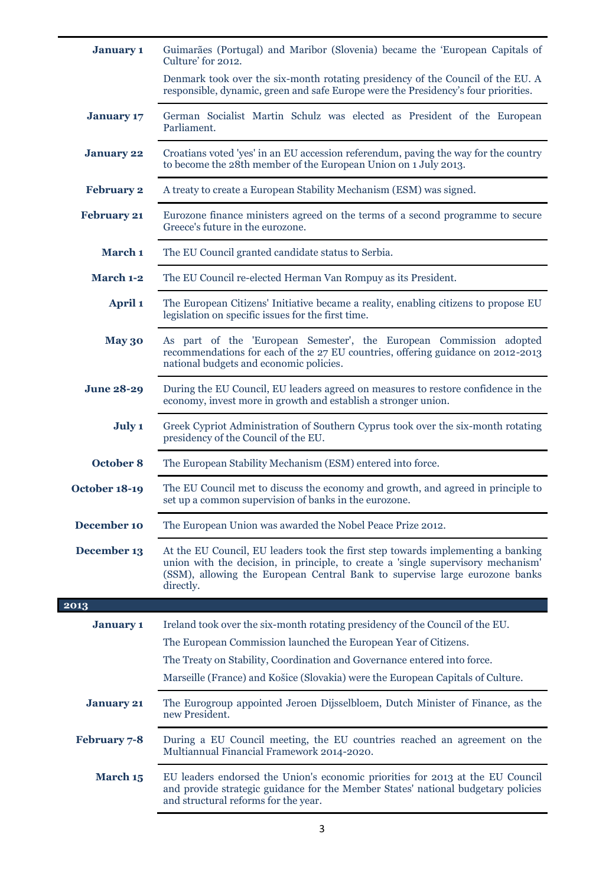| | |
|---|---|
| **January 1** | Guimarães (Portugal) and Maribor (Slovenia) became the 'European Capitals of Culture' for 2012.<br><br>Denmark took over the six-month rotating presidency of the Council of the EU. A responsible, dynamic, green and safe Europe were the Presidency's four priorities. |
| **January 17** | German Socialist Martin Schulz was elected as President of the European Parliament. |
| **January 22** | Croatians voted 'yes' in an EU accession referendum, paving the way for the country to become the 28th member of the European Union on 1 July 2013. |
| **February 2** | A treaty to create a European Stability Mechanism (ESM) was signed. |
| **February 21** | Eurozone finance ministers agreed on the terms of a second programme to secure Greece's future in the eurozone. |
| **March 1** | The EU Council granted candidate status to Serbia. |
| **March 1-2** | The EU Council re-elected Herman Van Rompuy as its President. |
| **April 1** | The European Citizens' Initiative became a reality, enabling citizens to propose EU legislation on specific issues for the first time. |
| **May 30** | As part of the 'European Semester', the European Commission adopted recommendations for each of the 27 EU countries, offering guidance on 2012-2013 national budgets and economic policies. |
| **June 28-29** | During the EU Council, EU leaders agreed on measures to restore confidence in the economy, invest more in growth and establish a stronger union. |
| **July 1** | Greek Cypriot Administration of Southern Cyprus took over the six-month rotating presidency of the Council of the EU. |
| **October 8** | The European Stability Mechanism (ESM) entered into force. |
| **October 18-19** | The EU Council met to discuss the economy and growth, and agreed in principle to set up a common supervision of banks in the eurozone. |
| **December 10** | The European Union was awarded the Nobel Peace Prize 2012. |
| **December 13** | At the EU Council, EU leaders took the first step towards implementing a banking union with the decision, in principle, to create a 'single supervisory mechanism' (SSM), allowing the European Central Bank to supervise large eurozone banks directly. |
| **2013** | |
| **January 1** | Ireland took over the six-month rotating presidency of the Council of the EU.<br><br>The European Commission launched the European Year of Citizens.<br><br>The Treaty on Stability, Coordination and Governance entered into force.<br><br>Marseille (France) and Košice (Slovakia) were the European Capitals of Culture. |
| **January 21** | The Eurogroup appointed Jeroen Dijsselbloem, Dutch Minister of Finance, as the new President. |
| **February 7-8** | During a EU Council meeting, the EU countries reached an agreement on the Multiannual Financial Framework 2014-2020. |
| **March 15** | EU leaders endorsed the Union's economic priorities for 2013 at the EU Council and provide strategic guidance for the Member States' national budgetary policies and structural reforms for the year. |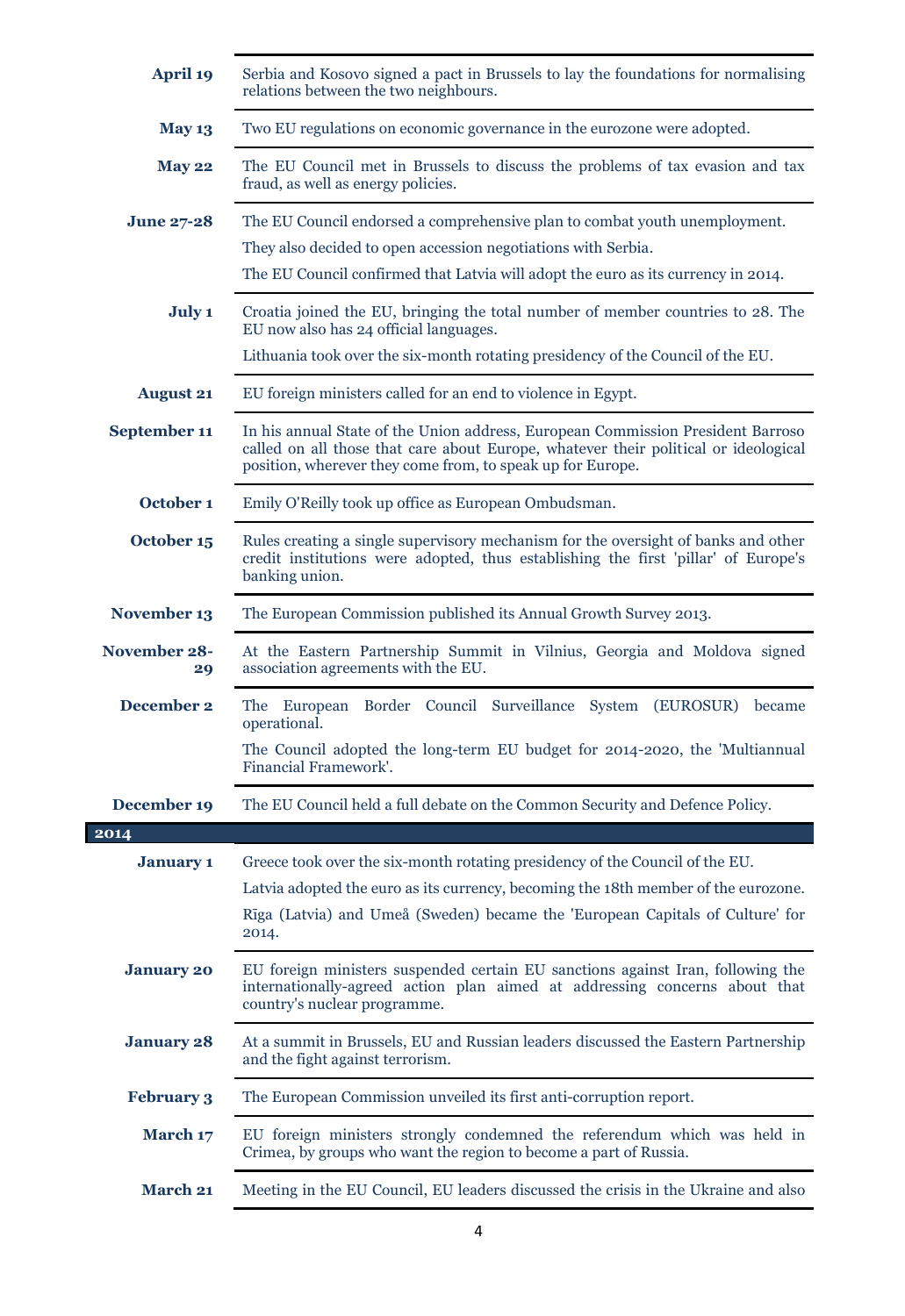| | |
|---|---|
| **April 19** | Serbia and Kosovo signed a pact in Brussels to lay the foundations for normalising relations between the two neighbours. |
| **May 13** | Two EU regulations on economic governance in the eurozone were adopted. |
| **May 22** | The EU Council met in Brussels to discuss the problems of tax evasion and tax fraud, as well as energy policies. |
| **June 27-28** | The EU Council endorsed a comprehensive plan to combat youth unemployment.<br>They also decided to open accession negotiations with Serbia.<br>The EU Council confirmed that Latvia will adopt the euro as its currency in 2014. |
| **July 1** | Croatia joined the EU, bringing the total number of member countries to 28. The EU now also has 24 official languages.<br>Lithuania took over the six-month rotating presidency of the Council of the EU. |
| **August 21** | EU foreign ministers called for an end to violence in Egypt. |
| **September 11** | In his annual State of the Union address, European Commission President Barroso called on all those that care about Europe, whatever their political or ideological position, wherever they come from, to speak up for Europe. |
| **October 1** | Emily O'Reilly took up office as European Ombudsman. |
| **October 15** | Rules creating a single supervisory mechanism for the oversight of banks and other credit institutions were adopted, thus establishing the first 'pillar' of Europe's banking union. |
| **November 13** | The European Commission published its Annual Growth Survey 2013. |
| **November 28-29** | At the Eastern Partnership Summit in Vilnius, Georgia and Moldova signed association agreements with the EU. |
| **December 2** | The European Border Council Surveillance System (EUROSUR) became operational.<br>The Council adopted the long-term EU budget for 2014-2020, the 'Multiannual Financial Framework'. |
| **December 19** | The EU Council held a full debate on the Common Security and Defence Policy. |

## 2014

| | |
|---|---|
| **January 1** | Greece took over the six-month rotating presidency of the Council of the EU.<br>Latvia adopted the euro as its currency, becoming the 18th member of the eurozone.<br>Rīga (Latvia) and Umeå (Sweden) became the 'European Capitals of Culture' for 2014. |
| **January 20** | EU foreign ministers suspended certain EU sanctions against Iran, following the internationally-agreed action plan aimed at addressing concerns about that country's nuclear programme. |
| **January 28** | At a summit in Brussels, EU and Russian leaders discussed the Eastern Partnership and the fight against terrorism. |
| **February 3** | The European Commission unveiled its first anti-corruption report. |
| **March 17** | EU foreign ministers strongly condemned the referendum which was held in Crimea, by groups who want the region to become a part of Russia. |
| **March 21** | Meeting in the EU Council, EU leaders discussed the crisis in the Ukraine and also |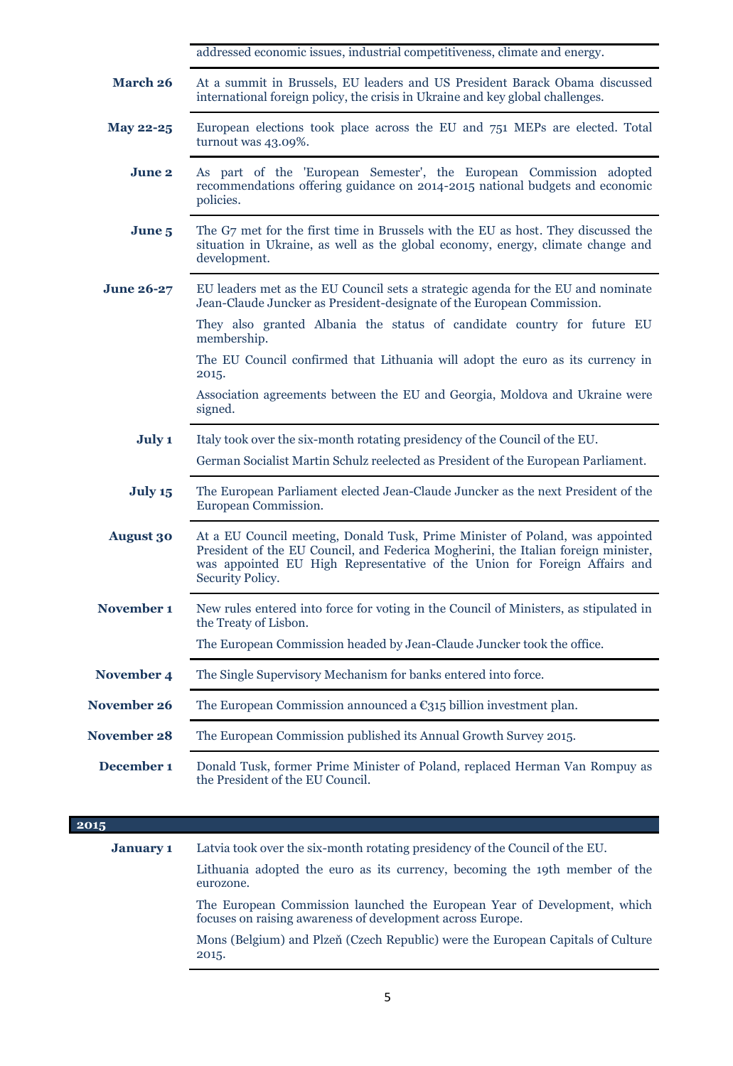| | |
|---|---|
| | addressed economic issues, industrial competitiveness, climate and energy. |
| **March 26** | At a summit in Brussels, EU leaders and US President Barack Obama discussed international foreign policy, the crisis in Ukraine and key global challenges. |
| **May 22-25** | European elections took place across the EU and 751 MEPs are elected. Total turnout was 43.09%. |
| **June 2** | As part of the 'European Semester', the European Commission adopted recommendations offering guidance on 2014-2015 national budgets and economic policies. |
| **June 5** | The G7 met for the first time in Brussels with the EU as host. They discussed the situation in Ukraine, as well as the global economy, energy, climate change and development. |
| **June 26-27** | EU leaders met as the EU Council sets a strategic agenda for the EU and nominate Jean-Claude Juncker as President-designate of the European Commission.<br><br>They also granted Albania the status of candidate country for future EU membership.<br><br>The EU Council confirmed that Lithuania will adopt the euro as its currency in 2015.<br><br>Association agreements between the EU and Georgia, Moldova and Ukraine were signed. |
| **July 1** | Italy took over the six-month rotating presidency of the Council of the EU.<br><br>German Socialist Martin Schulz reelected as President of the European Parliament. |
| **July 15** | The European Parliament elected Jean-Claude Juncker as the next President of the European Commission. |
| **August 30** | At a EU Council meeting, Donald Tusk, Prime Minister of Poland, was appointed President of the EU Council, and Federica Mogherini, the Italian foreign minister, was appointed EU High Representative of the Union for Foreign Affairs and Security Policy. |
| **November 1** | New rules entered into force for voting in the Council of Ministers, as stipulated in the Treaty of Lisbon.<br><br>The European Commission headed by Jean-Claude Juncker took the office. |
| **November 4** | The Single Supervisory Mechanism for banks entered into force. |
| **November 26** | The European Commission announced a €315 billion investment plan. |
| **November 28** | The European Commission published its Annual Growth Survey 2015. |
| **December 1** | Donald Tusk, former Prime Minister of Poland, replaced Herman Van Rompuy as the President of the EU Council. |

## 2015

| | |
|---|---|
| **January 1** | Latvia took over the six-month rotating presidency of the Council of the EU.<br><br>Lithuania adopted the euro as its currency, becoming the 19th member of the eurozone.<br><br>The European Commission launched the European Year of Development, which focuses on raising awareness of development across Europe.<br><br>Mons (Belgium) and Plzeň (Czech Republic) were the European Capitals of Culture 2015. |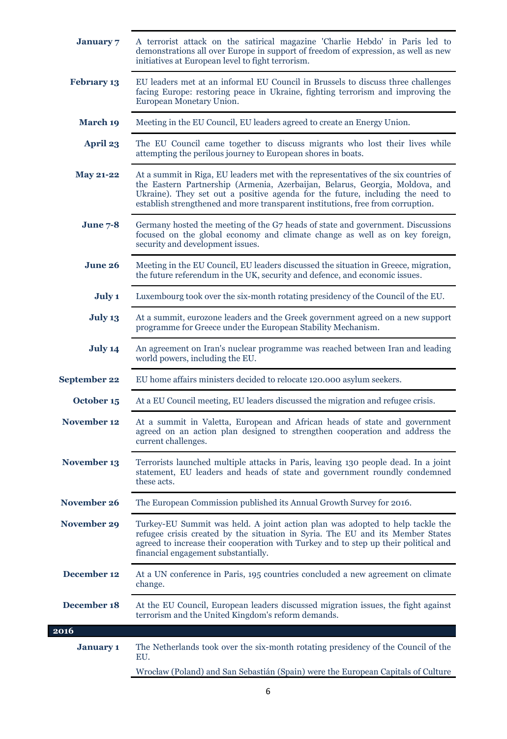| | |
|---|---|
| **January 7** | A terrorist attack on the satirical magazine 'Charlie Hebdo' in Paris led to demonstrations all over Europe in support of freedom of expression, as well as new initiatives at European level to fight terrorism. |
| **Febrıary 13** | EU leaders met at an informal EU Council in Brussels to discuss three challenges facing Europe: restoring peace in Ukraine, fighting terrorism and improving the European Monetary Union. |
| **March 19** | Meeting in the EU Council, EU leaders agreed to create an Energy Union. |
| **April 23** | The EU Council came together to discuss migrants who lost their lives while attempting the perilous journey to European shores in boats. |
| **May 21-22** | At a summit in Riga, EU leaders met with the representatives of the six countries of the Eastern Partnership (Armenia, Azerbaijan, Belarus, Georgia, Moldova, and Ukraine). They set out a positive agenda for the future, including the need to establish strengthened and more transparent institutions, free from corruption. |
| **June 7-8** | Germany hosted the meeting of the G7 heads of state and government. Discussions focused on the global economy and climate change as well as on key foreign, security and development issues. |
| **June 26** | Meeting in the EU Council, EU leaders discussed the situation in Greece, migration, the future referendum in the UK, security and defence, and economic issues. |
| **July 1** | Luxembourg took over the six-month rotating presidency of the Council of the EU. |
| **July 13** | At a summit, eurozone leaders and the Greek government agreed on a new support programme for Greece under the European Stability Mechanism. |
| **July 14** | An agreement on Iran's nuclear programme was reached between Iran and leading world powers, including the EU. |
| **September 22** | EU home affairs ministers decided to relocate 120.000 asylum seekers. |
| **October 15** | At a EU Council meeting, EU leaders discussed the migration and refugee crisis. |
| **November 12** | At a summit in Valetta, European and African heads of state and government agreed on an action plan designed to strengthen cooperation and address the current challenges. |
| **November 13** | Terrorists launched multiple attacks in Paris, leaving 130 people dead. In a joint statement, EU leaders and heads of state and government roundly condemned these acts. |
| **November 26** | The European Commission published its Annual Growth Survey for 2016. |
| **November 29** | Turkey-EU Summit was held. A joint action plan was adopted to help tackle the refugee crisis created by the situation in Syria. The EU and its Member States agreed to increase their cooperation with Turkey and to step up their political and financial engagement substantially. |
| **December 12** | At a UN conference in Paris, 195 countries concluded a new agreement on climate change. |
| **December 18** | At the EU Council, European leaders discussed migration issues, the fight against terrorism and the United Kingdom's reform demands. |

## 2016

| | |
|---|---|
| **January 1** | The Netherlands took over the six-month rotating presidency of the Council of the EU.<br><br>Wrocław (Poland) and San Sebastián (Spain) were the European Capitals of Culture |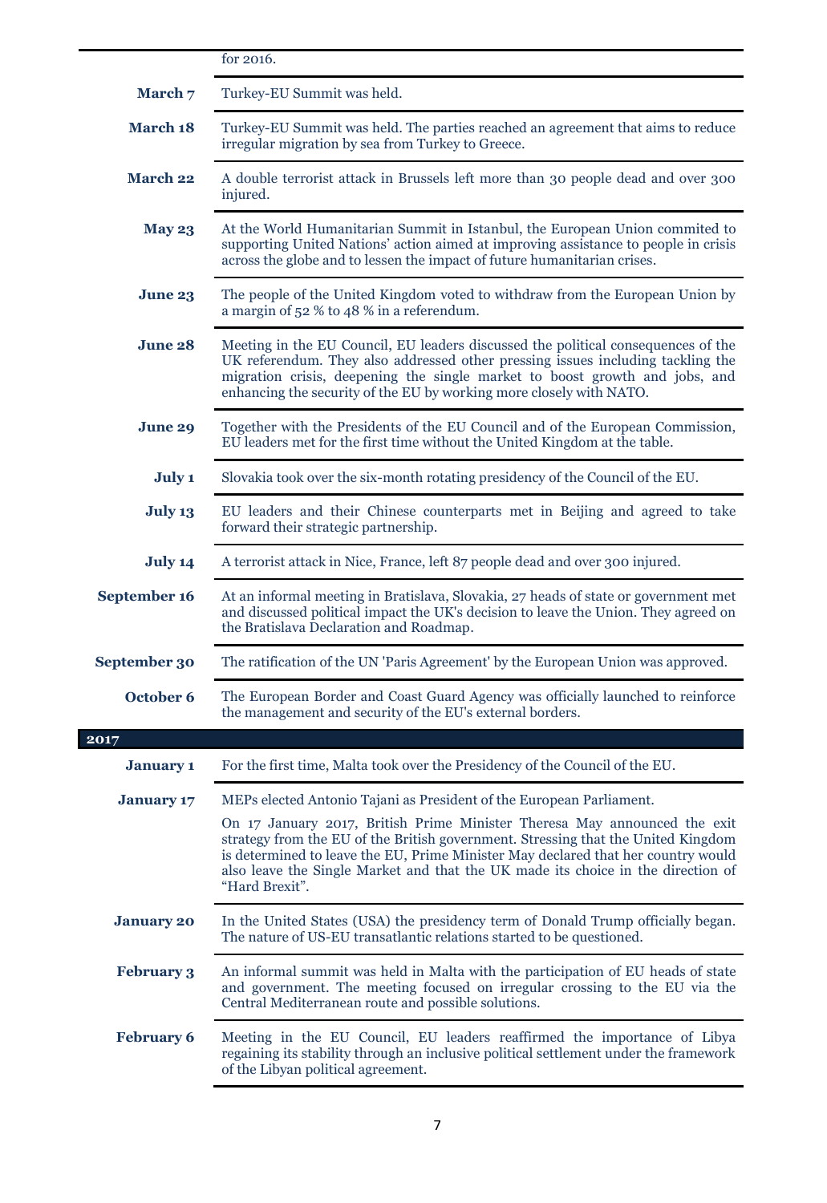| | |
|---|---|
| | for 2016. |
| **March 7** | Turkey-EU Summit was held. |
| **March 18** | Turkey-EU Summit was held. The parties reached an agreement that aims to reduce irregular migration by sea from Turkey to Greece. |
| **March 22** | A double terrorist attack in Brussels left more than 30 people dead and over 300 injured. |
| **May 23** | At the World Humanitarian Summit in Istanbul, the European Union commited to supporting United Nations' action aimed at improving assistance to people in crisis across the globe and to lessen the impact of future humanitarian crises. |
| **June 23** | The people of the United Kingdom voted to withdraw from the European Union by a margin of 52 % to 48 % in a referendum. |
| **June 28** | Meeting in the EU Council, EU leaders discussed the political consequences of the UK referendum. They also addressed other pressing issues including tackling the migration crisis, deepening the single market to boost growth and jobs, and enhancing the security of the EU by working more closely with NATO. |
| **June 29** | Together with the Presidents of the EU Council and of the European Commission, EU leaders met for the first time without the United Kingdom at the table. |
| **July 1** | Slovakia took over the six-month rotating presidency of the Council of the EU. |
| **July 13** | EU leaders and their Chinese counterparts met in Beijing and agreed to take forward their strategic partnership. |
| **July 14** | A terrorist attack in Nice, France, left 87 people dead and over 300 injured. |
| **September 16** | At an informal meeting in Bratislava, Slovakia, 27 heads of state or government met and discussed political impact the UK's decision to leave the Union. They agreed on the Bratislava Declaration and Roadmap. |
| **September 30** | The ratification of the UN 'Paris Agreement' by the European Union was approved. |
| **October 6** | The European Border and Coast Guard Agency was officially launched to reinforce the management and security of the EU's external borders. |
| **2017** | |
| **January 1** | For the first time, Malta took over the Presidency of the Council of the EU. |
| **January 17** | MEPs elected Antonio Tajani as President of the European Parliament. On 17 January 2017, British Prime Minister Theresa May announced the exit strategy from the EU of the British government. Stressing that the United Kingdom is determined to leave the EU, Prime Minister May declared that her country would also leave the Single Market and that the UK made its choice in the direction of "Hard Brexit". |
| **January 20** | In the United States (USA) the presidency term of Donald Trump officially began. The nature of US-EU transatlantic relations started to be questioned. |
| **February 3** | An informal summit was held in Malta with the participation of EU heads of state and government. The meeting focused on irregular crossing to the EU via the Central Mediterranean route and possible solutions. |
| **February 6** | Meeting in the EU Council, EU leaders reaffirmed the importance of Libya regaining its stability through an inclusive political settlement under the framework of the Libyan political agreement. |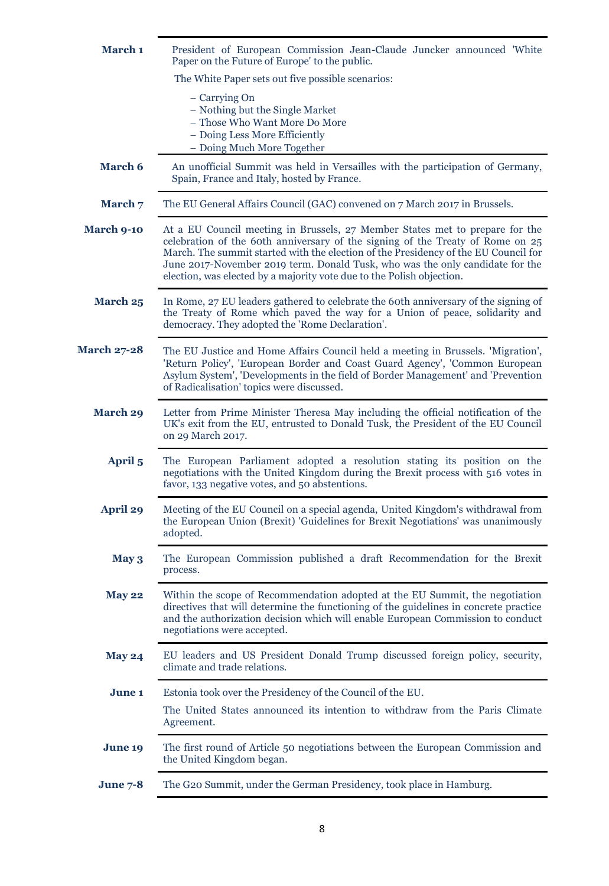| | |
|---|---|
| **March 1** | President of European Commission Jean-Claude Juncker announced 'White Paper on the Future of Europe' to the public.<br><br>The White Paper sets out five possible scenarios:<br><br>– Carrying On<br>– Nothing but the Single Market<br>– Those Who Want More Do More<br>– Doing Less More Efficiently<br>– Doing Much More Together |
| **March 6** | An unofficial Summit was held in Versailles with the participation of Germany, Spain, France and Italy, hosted by France. |
| **March 7** | The EU General Affairs Council (GAC) convened on 7 March 2017 in Brussels. |
| **March 9-10** | At a EU Council meeting in Brussels, 27 Member States met to prepare for the celebration of the 60th anniversary of the signing of the Treaty of Rome on 25 March. The summit started with the election of the Presidency of the EU Council for June 2017-November 2019 term. Donald Tusk, who was the only candidate for the election, was elected by a majority vote due to the Polish objection. |
| **March 25** | In Rome, 27 EU leaders gathered to celebrate the 60th anniversary of the signing of the Treaty of Rome which paved the way for a Union of peace, solidarity and democracy. They adopted the 'Rome Declaration'. |
| **March 27-28** | The EU Justice and Home Affairs Council held a meeting in Brussels. 'Migration', 'Return Policy', 'European Border and Coast Guard Agency', 'Common European Asylum System', 'Developments in the field of Border Management' and 'Prevention of Radicalisation' topics were discussed. |
| **March 29** | Letter from Prime Minister Theresa May including the official notification of the UK's exit from the EU, entrusted to Donald Tusk, the President of the EU Council on 29 March 2017. |
| **April 5** | The European Parliament adopted a resolution stating its position on the negotiations with the United Kingdom during the Brexit process with 516 votes in favor, 133 negative votes, and 50 abstentions. |
| **April 29** | Meeting of the EU Council on a special agenda, United Kingdom's withdrawal from the European Union (Brexit) 'Guidelines for Brexit Negotiations' was unanimously adopted. |
| **May 3** | The European Commission published a draft Recommendation for the Brexit process. |
| **May 22** | Within the scope of Recommendation adopted at the EU Summit, the negotiation directives that will determine the functioning of the guidelines in concrete practice and the authorization decision which will enable European Commission to conduct negotiations were accepted. |
| **May 24** | EU leaders and US President Donald Trump discussed foreign policy, security, climate and trade relations. |
| **June 1** | Estonia took over the Presidency of the Council of the EU.<br><br>The United States announced its intention to withdraw from the Paris Climate Agreement. |
| **June 19** | The first round of Article 50 negotiations between the European Commission and the United Kingdom began. |
| **June 7-8** | The G20 Summit, under the German Presidency, took place in Hamburg. |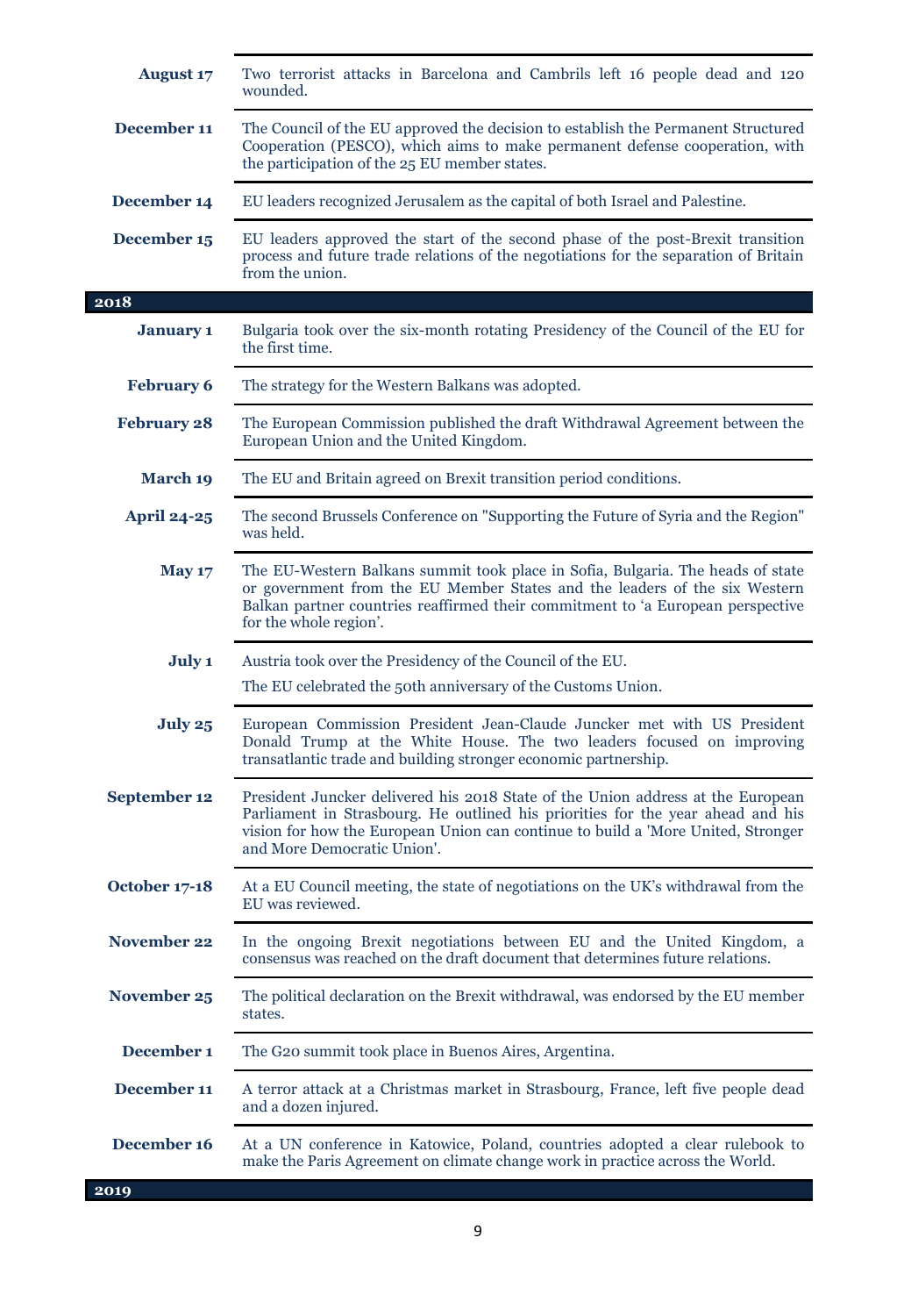| | |
|---|---|
| **August 17** | Two terrorist attacks in Barcelona and Cambrils left 16 people dead and 120 wounded. |
| **December 11** | The Council of the EU approved the decision to establish the Permanent Structured Cooperation (PESCO), which aims to make permanent defense cooperation, with the participation of the 25 EU member states. |
| **December 14** | EU leaders recognized Jerusalem as the capital of both Israel and Palestine. |
| **December 15** | EU leaders approved the start of the second phase of the post-Brexit transition process and future trade relations of the negotiations for the separation of Britain from the union. |
| **2018** | |
| **January 1** | Bulgaria took over the six-month rotating Presidency of the Council of the EU for the first time. |
| **February 6** | The strategy for the Western Balkans was adopted. |
| **February 28** | The European Commission published the draft Withdrawal Agreement between the European Union and the United Kingdom. |
| **March 19** | The EU and Britain agreed on Brexit transition period conditions. |
| **April 24-25** | The second Brussels Conference on "Supporting the Future of Syria and the Region" was held. |
| **May 17** | The EU-Western Balkans summit took place in Sofia, Bulgaria. The heads of state or government from the EU Member States and the leaders of the six Western Balkan partner countries reaffirmed their commitment to 'a European perspective for the whole region'. |
| **July 1** | Austria took over the Presidency of the Council of the EU.<br>The EU celebrated the 50th anniversary of the Customs Union. |
| **July 25** | European Commission President Jean-Claude Juncker met with US President Donald Trump at the White House. The two leaders focused on improving transatlantic trade and building stronger economic partnership. |
| **September 12** | President Juncker delivered his 2018 State of the Union address at the European Parliament in Strasbourg. He outlined his priorities for the year ahead and his vision for how the European Union can continue to build a 'More United, Stronger and More Democratic Union'. |
| **October 17-18** | At a EU Council meeting, the state of negotiations on the UK's withdrawal from the EU was reviewed. |
| **November 22** | In the ongoing Brexit negotiations between EU and the United Kingdom, a consensus was reached on the draft document that determines future relations. |
| **November 25** | The political declaration on the Brexit withdrawal, was endorsed by the EU member states. |
| **December 1** | The G20 summit took place in Buenos Aires, Argentina. |
| **December 11** | A terror attack at a Christmas market in Strasbourg, France, left five people dead and a dozen injured. |
| **December 16** | At a UN conference in Katowice, Poland, countries adopted a clear rulebook to make the Paris Agreement on climate change work in practice across the World. |
| **2019** | |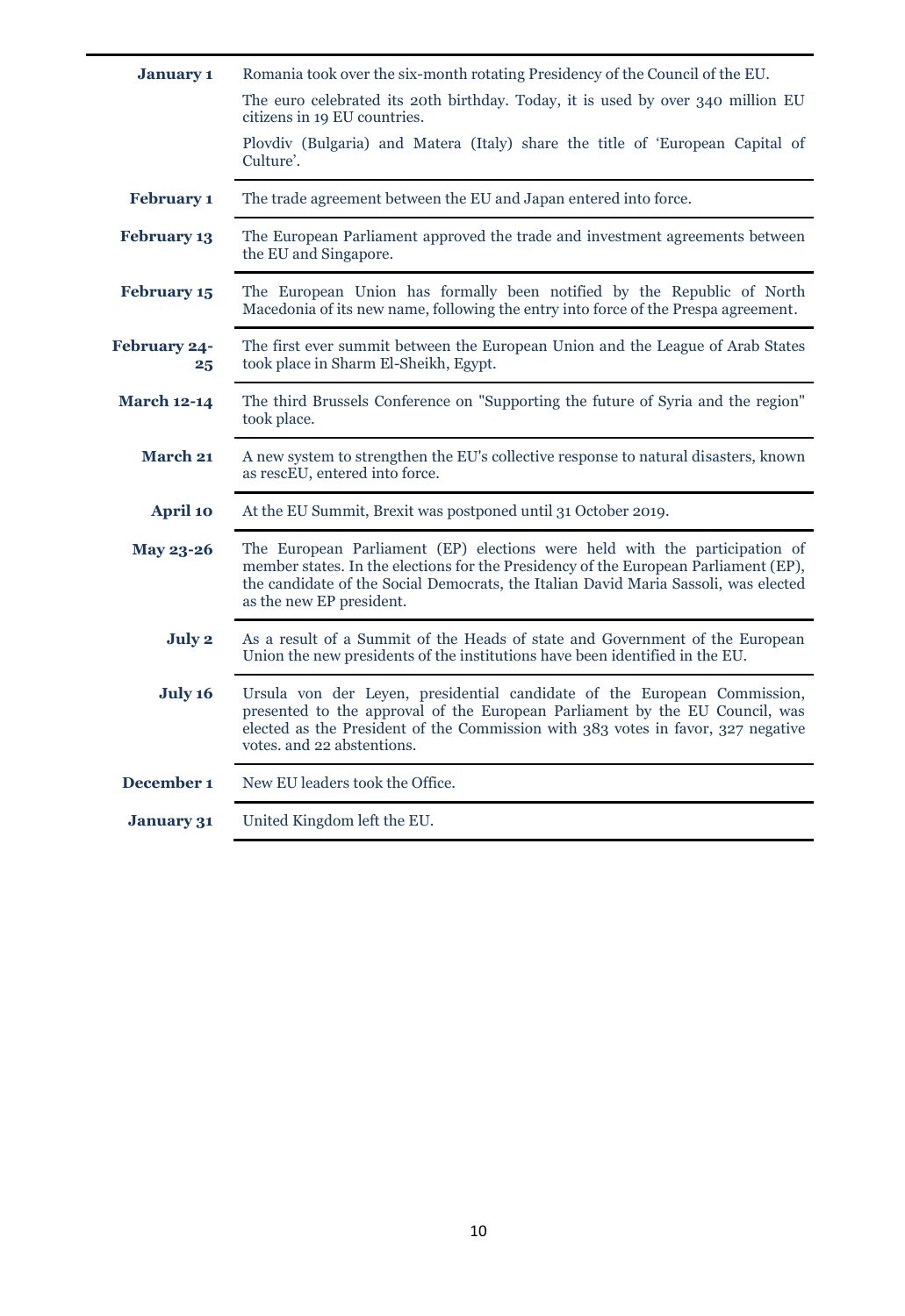| | |
|---|---|
| **January 1** | Romania took over the six-month rotating Presidency of the Council of the EU.<br>The euro celebrated its 20th birthday. Today, it is used by over 340 million EU citizens in 19 EU countries.<br>Plovdiv (Bulgaria) and Matera (Italy) share the title of 'European Capital of Culture'. |
| **February 1** | The trade agreement between the EU and Japan entered into force. |
| **February 13** | The European Parliament approved the trade and investment agreements between the EU and Singapore. |
| **February 15** | The European Union has formally been notified by the Republic of North Macedonia of its new name, following the entry into force of the Prespa agreement. |
| **February 24-25** | The first ever summit between the European Union and the League of Arab States took place in Sharm El-Sheikh, Egypt. |
| **March 12-14** | The third Brussels Conference on "Supporting the future of Syria and the region" took place. |
| **March 21** | A new system to strengthen the EU's collective response to natural disasters, known as rescEU, entered into force. |
| **April 10** | At the EU Summit, Brexit was postponed until 31 October 2019. |
| **May 23-26** | The European Parliament (EP) elections were held with the participation of member states. In the elections for the Presidency of the European Parliament (EP), the candidate of the Social Democrats, the Italian David Maria Sassoli, was elected as the new EP president. |
| **July 2** | As a result of a Summit of the Heads of state and Government of the European Union the new presidents of the institutions have been identified in the EU. |
| **July 16** | Ursula von der Leyen, presidential candidate of the European Commission, presented to the approval of the European Parliament by the EU Council, was elected as the President of the Commission with 383 votes in favor, 327 negative votes. and 22 abstentions. |
| **December 1** | New EU leaders took the Office. |
| **January 31** | United Kingdom left the EU. |